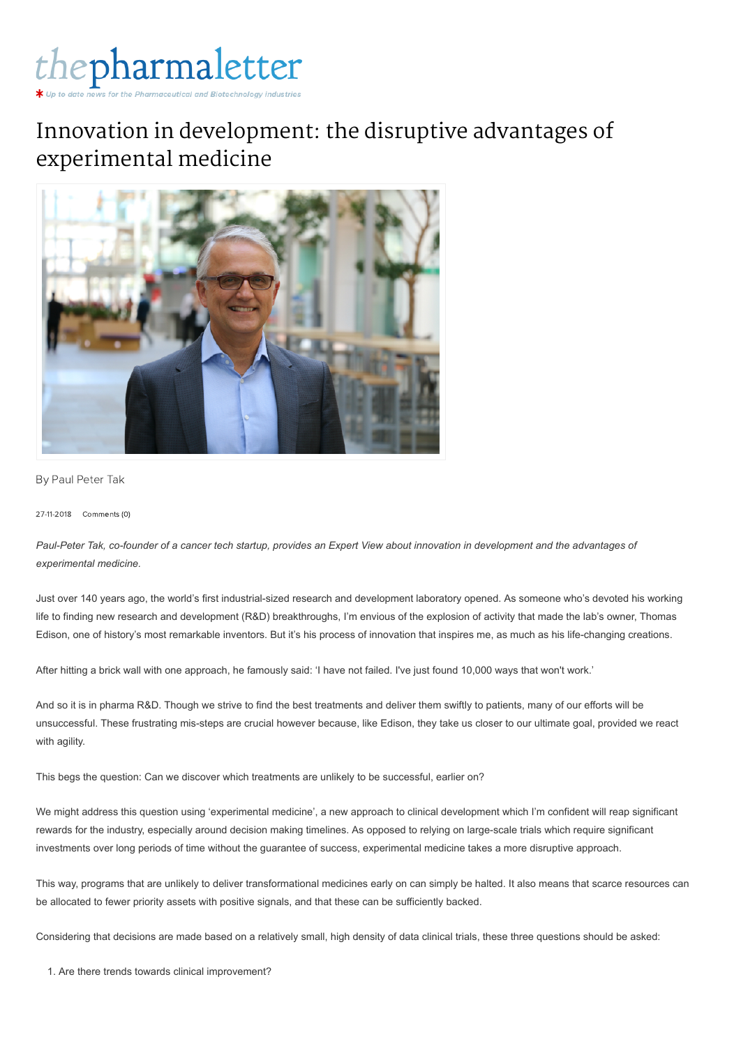thepharmaletter

*Up to date news for the Pharmaceutical and Biotechnology Industries*

# Innovation in development: the disruptive advantages of experimental medicine

By Paul Peter Tak

27-11-2018 Comments (0)

*Paul-Peter Tak, co-founder of a cancer tech startup, provides an Expert View about innovation in development and the advantages of experimental medicine.*

Just over 140 years ago, the world's first industrial-sized research and development laboratory opened. As someone who's devoted his working life to finding new research and development (R&D) breakthroughs, I'm envious of the explosion of activity that made the lab's owner, Thomas Edison, one of history's most remarkable inventors. But it's his process of innovation that inspires me, as much as his life-changing creations.

After hitting a brick wall with one approach, he famously said: 'I have not failed. I've just found 10,000 ways that won't work.'

And so it is in pharma R&D. Though we strive to find the best treatments and deliver them swiftly to patients, many of our efforts will be unsuccessful. These frustrating mis-steps are crucial however because, like Edison, they take us closer to our ultimate goal, provided we react with agility.

This begs the question: Can we discover which treatments are unlikely to be successful, earlier on?

We might address this question using 'experimental medicine', a new approach to clinical development which I'm confident will reap significant rewards for the industry, especially around decision making timelines. As opposed to relying on large-scale trials which require significant investments over long periods of time without the guarantee of success, experimental medicine takes a more disruptive approach.

This way, programs that are unlikely to deliver transformational medicines early on can simply be halted. It also means that scarce resources can be allocated to fewer priority assets with positive signals, and that these can be sufficiently backed.

Considering that decisions are made based on a relatively small, high density of data clinical trials, these three questions should be asked:

1. Are there trends towards clinical improvement?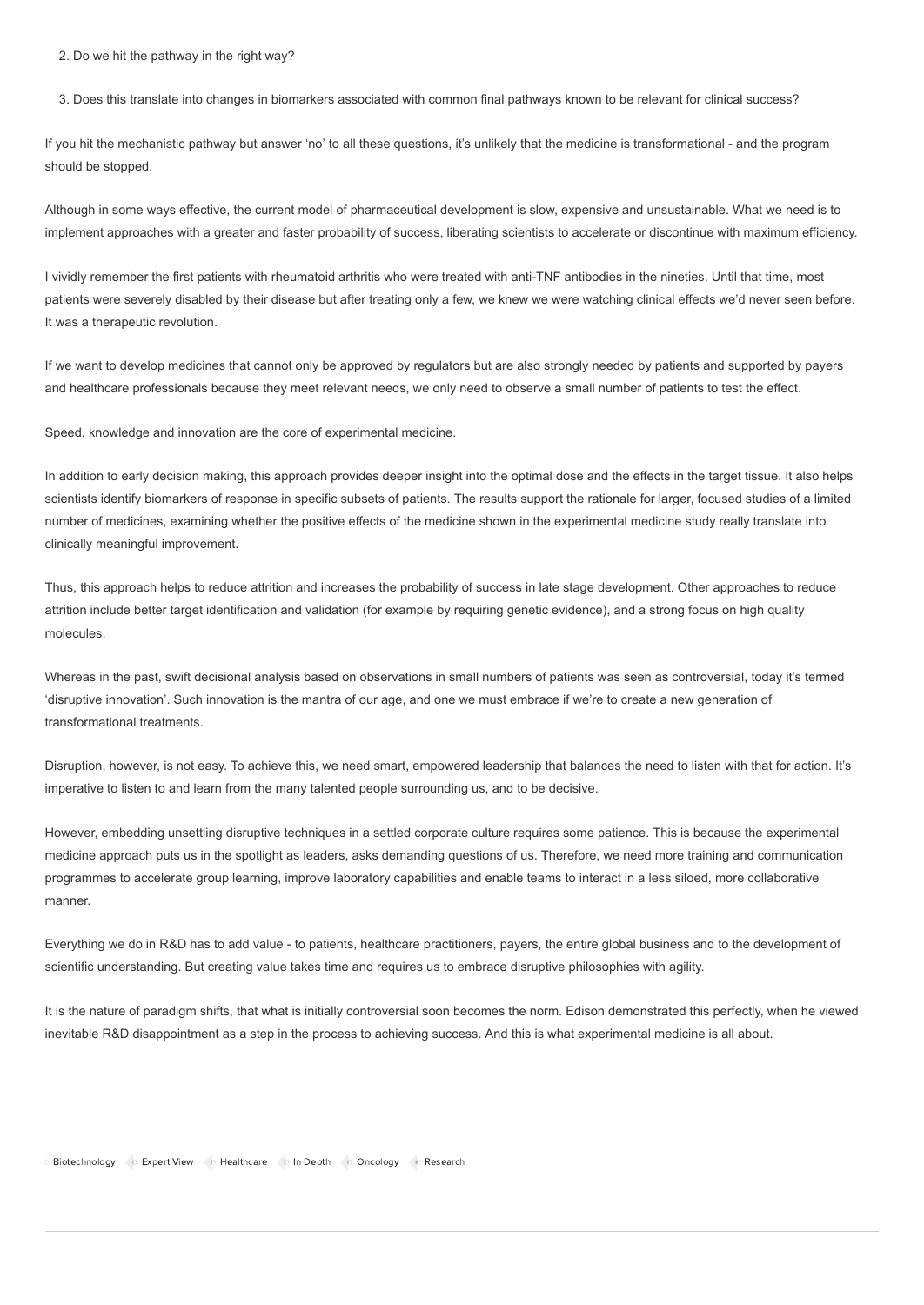2. Do we hit the pathway in the right way?

3. Does this translate into changes in biomarkers associated with common final pathways known to be relevant for clinical success?

If you hit the mechanistic pathway but answer 'no' to all these questions, it's unlikely that the medicine is transformational - and the program should be stopped.

Although in some ways effective, the current model of pharmaceutical development is slow, expensive and unsustainable. What we need is to implement approaches with a greater and faster probability of success, liberating scientists to accelerate or discontinue with maximum efficiency.

I vividly remember the first patients with rheumatoid arthritis who were treated with anti-TNF antibodies in the nineties. Until that time, most patients were severely disabled by their disease but after treating only a few, we knew we were watching clinical effects we'd never seen before. It was a therapeutic revolution.

If we want to develop medicines that cannot only be approved by regulators but are also strongly needed by patients and supported by payers and healthcare professionals because they meet relevant needs, we only need to observe a small number of patients to test the effect.

Speed, knowledge and innovation are the core of experimental medicine.

In addition to early decision making, this approach provides deeper insight into the optimal dose and the effects in the target tissue. It also helps scientists identify biomarkers of response in specific subsets of patients. The results support the rationale for larger, focused studies of a limited number of medicines, examining whether the positive effects of the medicine shown in the experimental medicine study really translate into clinically meaningful improvement.

Thus, this approach helps to reduce attrition and increases the probability of success in late stage development. Other approaches to reduce attrition include better target identification and validation (for example by requiring genetic evidence), and a strong focus on high quality molecules.

Whereas in the past, swift decisional analysis based on observations in small numbers of patients was seen as controversial, today it's termed 'disruptive innovation'. Such innovation is the mantra of our age, and one we must embrace if we're to create a new generation of transformational treatments.

Disruption, however, is not easy. To achieve this, we need smart, empowered leadership that balances the need to listen with that for action. It's imperative to listen to and learn from the many talented people surrounding us, and to be decisive.

However, embedding unsettling disruptive techniques in a settled corporate culture requires some patience. This is because the experimental medicine approach puts us in the spotlight as leaders, asks demanding questions of us. Therefore, we need more training and communication programmes to accelerate group learning, improve laboratory capabilities and enable teams to interact in a less siloed, more collaborative manner.

Everything we do in R&D has to add value - to patients, healthcare practitioners, payers, the entire global business and to the development of scientific understanding. But creating value takes time and requires us to embrace disruptive philosophies with agility.

It is the nature of paradigm shifts, that what is initially controversial soon becomes the norm. Edison demonstrated this perfectly, when he viewed inevitable R&D disappointment as a step in the process to achieving success. And this is what experimental medicine is all about.

Biotechnology · Expert View · Healthcare · In Depth · Oncology · Research